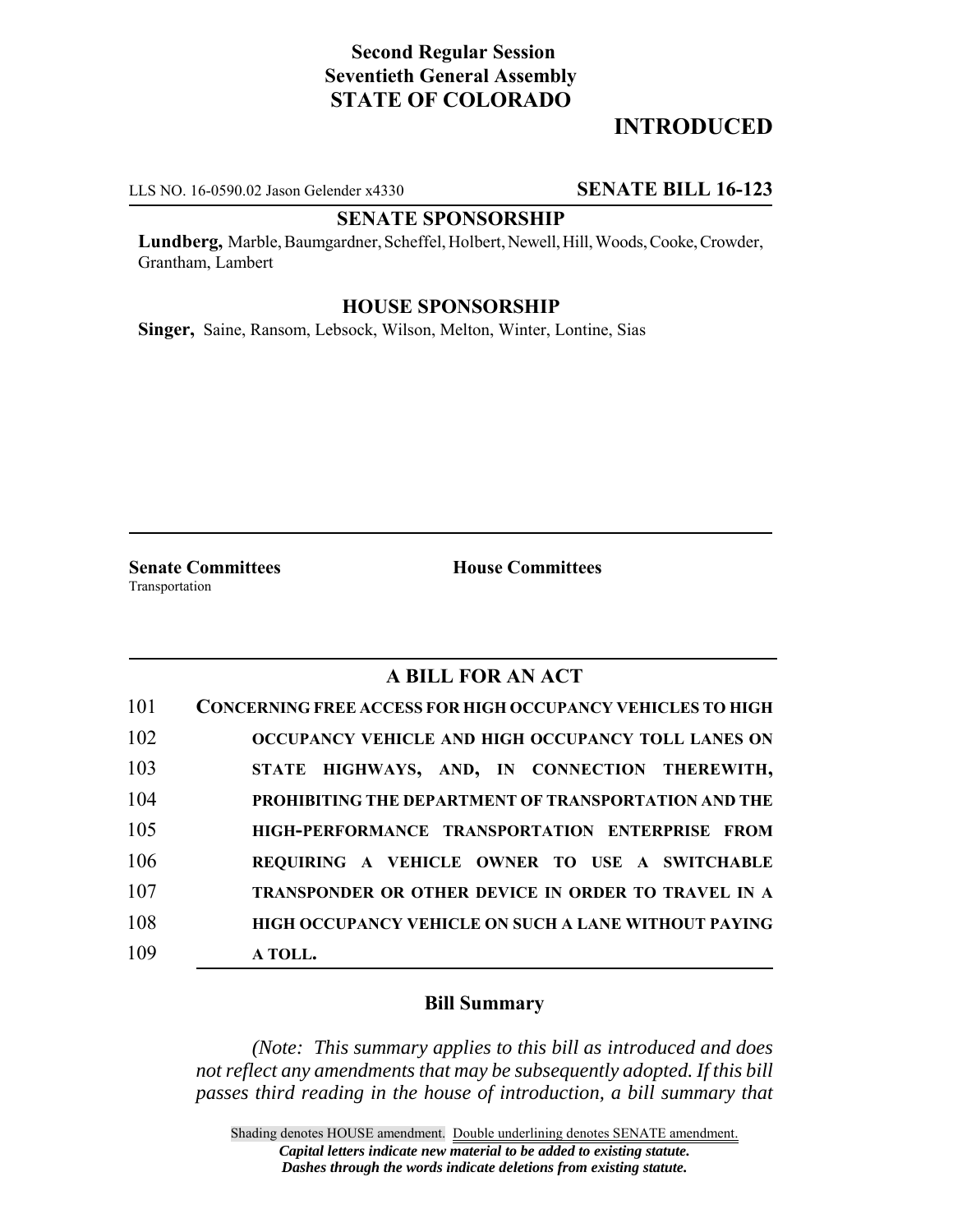**Second Regular Session**
**Seventieth General Assembly**
**STATE OF COLORADO**

# INTRODUCED

LLS NO. 16-0590.02 Jason Gelender x4330 **SENATE BILL 16-123**

## SENATE SPONSORSHIP

**Lundberg,** Marble, Baumgardner, Scheffel, Holbert, Newell, Hill, Woods, Cooke, Crowder, Grantham, Lambert

## HOUSE SPONSORSHIP

**Singer,** Saine, Ransom, Lebsock, Wilson, Melton, Winter, Lontine, Sias

**Senate Committees**
Transportation

**House Committees**

## A BILL FOR AN ACT

101 **CONCERNING FREE ACCESS FOR HIGH OCCUPANCY VEHICLES TO HIGH**
102 **OCCUPANCY VEHICLE AND HIGH OCCUPANCY TOLL LANES ON**
103 **STATE HIGHWAYS, AND, IN CONNECTION THEREWITH,**
104 **PROHIBITING THE DEPARTMENT OF TRANSPORTATION AND THE**
105 **HIGH-PERFORMANCE TRANSPORTATION ENTERPRISE FROM**
106 **REQUIRING A VEHICLE OWNER TO USE A SWITCHABLE**
107 **TRANSPONDER OR OTHER DEVICE IN ORDER TO TRAVEL IN A**
108 **HIGH OCCUPANCY VEHICLE ON SUCH A LANE WITHOUT PAYING**
109 **A TOLL.**

### Bill Summary

*(Note: This summary applies to this bill as introduced and does not reflect any amendments that may be subsequently adopted. If this bill passes third reading in the house of introduction, a bill summary that*

Shading denotes HOUSE amendment. Double underlining denotes SENATE amendment.
***Capital letters indicate new material to be added to existing statute.***
***Dashes through the words indicate deletions from existing statute.***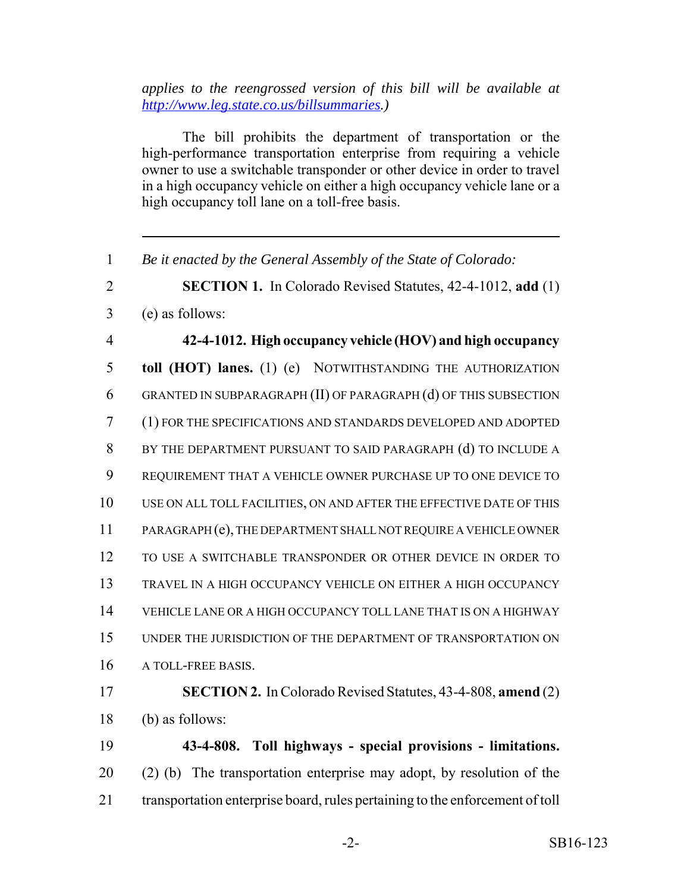*applies to the reengrossed version of this bill will be available at [http://www.leg.state.co.us/billsummaries](http://www.leg.state.co.us/billsummaries).)*

The bill prohibits the department of transportation or the high-performance transportation enterprise from requiring a vehicle owner to use a switchable transponder or other device in order to travel in a high occupancy vehicle on either a high occupancy vehicle lane or a high occupancy toll lane on a toll-free basis.

---

1 *Be it enacted by the General Assembly of the State of Colorado:*

2 **SECTION 1.** In Colorado Revised Statutes, 42-4-1012, **add** (1)
3 (e) as follows:

4 **42-4-1012. High occupancy vehicle (HOV) and high occupancy**
5 **toll (HOT) lanes.** (1) (e) NOTWITHSTANDING THE AUTHORIZATION
6 GRANTED IN SUBPARAGRAPH (II) OF PARAGRAPH (d) OF THIS SUBSECTION
7 (1) FOR THE SPECIFICATIONS AND STANDARDS DEVELOPED AND ADOPTED
8 BY THE DEPARTMENT PURSUANT TO SAID PARAGRAPH (d) TO INCLUDE A
9 REQUIREMENT THAT A VEHICLE OWNER PURCHASE UP TO ONE DEVICE TO
10 USE ON ALL TOLL FACILITIES, ON AND AFTER THE EFFECTIVE DATE OF THIS
11 PARAGRAPH (e), THE DEPARTMENT SHALL NOT REQUIRE A VEHICLE OWNER
12 TO USE A SWITCHABLE TRANSPONDER OR OTHER DEVICE IN ORDER TO
13 TRAVEL IN A HIGH OCCUPANCY VEHICLE ON EITHER A HIGH OCCUPANCY
14 VEHICLE LANE OR A HIGH OCCUPANCY TOLL LANE THAT IS ON A HIGHWAY
15 UNDER THE JURISDICTION OF THE DEPARTMENT OF TRANSPORTATION ON
16 A TOLL-FREE BASIS.

17 **SECTION 2.** In Colorado Revised Statutes, 43-4-808, **amend** (2)
18 (b) as follows:

19 **43-4-808. Toll highways - special provisions - limitations.**
20 (2) (b) The transportation enterprise may adopt, by resolution of the
21 transportation enterprise board, rules pertaining to the enforcement of toll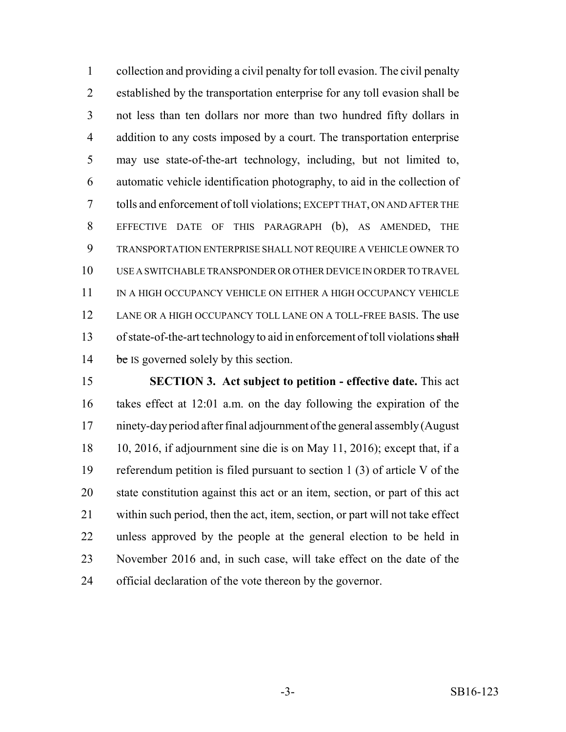collection and providing a civil penalty for toll evasion. The civil penalty established by the transportation enterprise for any toll evasion shall be not less than ten dollars nor more than two hundred fifty dollars in addition to any costs imposed by a court. The transportation enterprise may use state-of-the-art technology, including, but not limited to, automatic vehicle identification photography, to aid in the collection of tolls and enforcement of toll violations; EXCEPT THAT, ON AND AFTER THE EFFECTIVE DATE OF THIS PARAGRAPH (b), AS AMENDED, THE TRANSPORTATION ENTERPRISE SHALL NOT REQUIRE A VEHICLE OWNER TO USE A SWITCHABLE TRANSPONDER OR OTHER DEVICE IN ORDER TO TRAVEL IN A HIGH OCCUPANCY VEHICLE ON EITHER A HIGH OCCUPANCY VEHICLE LANE OR A HIGH OCCUPANCY TOLL LANE ON A TOLL-FREE BASIS. The use of state-of-the-art technology to aid in enforcement of toll violations ~~shall be~~ IS governed solely by this section.

**SECTION 3. Act subject to petition - effective date.** This act takes effect at 12:01 a.m. on the day following the expiration of the ninety-day period after final adjournment of the general assembly (August 10, 2016, if adjournment sine die is on May 11, 2016); except that, if a referendum petition is filed pursuant to section 1 (3) of article V of the state constitution against this act or an item, section, or part of this act within such period, then the act, item, section, or part will not take effect unless approved by the people at the general election to be held in November 2016 and, in such case, will take effect on the date of the official declaration of the vote thereon by the governor.